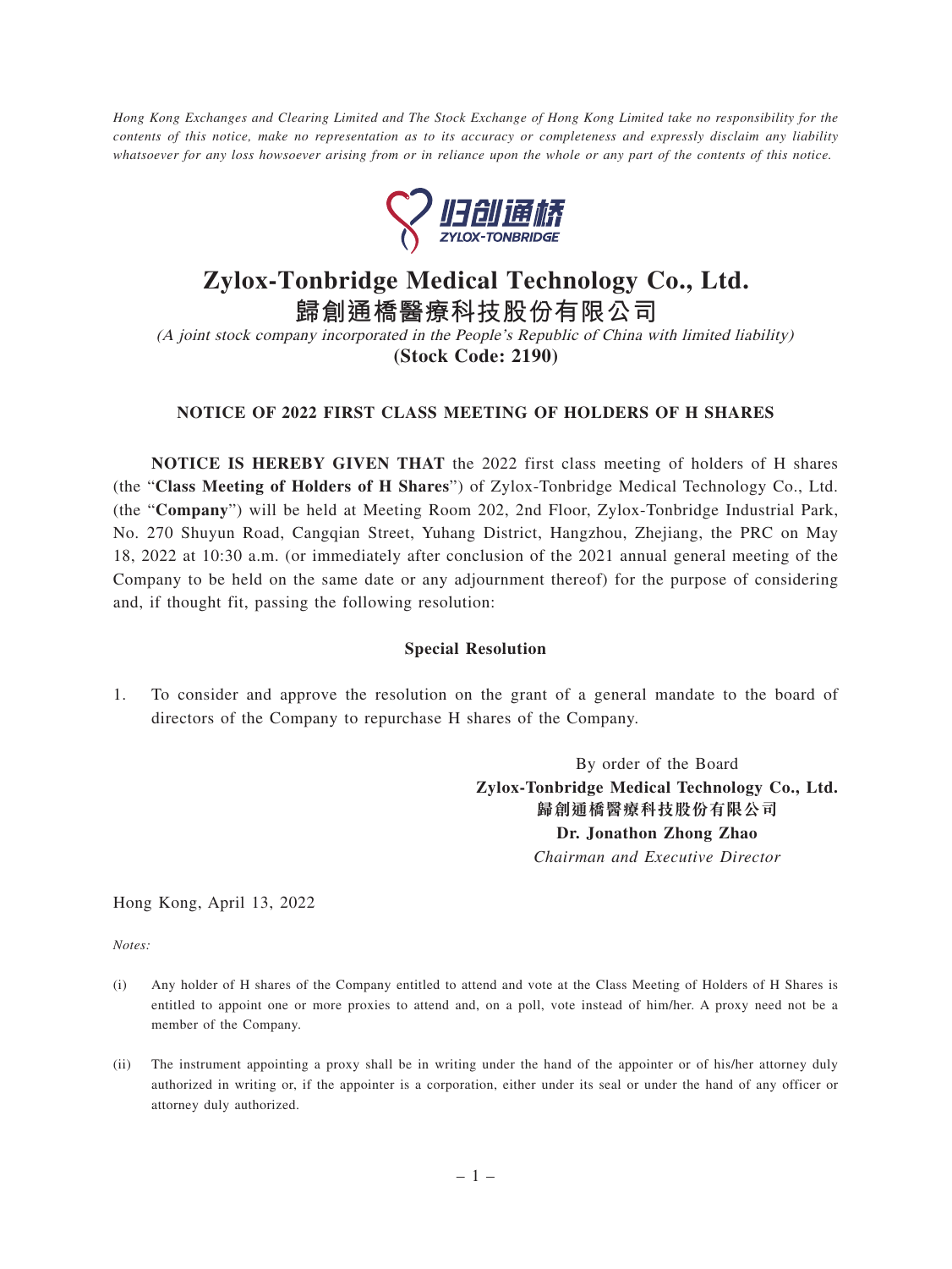*Hong Kong Exchanges and Clearing Limited and The Stock Exchange of Hong Kong Limited take no responsibility for the contents of this notice, make no representation as to its accuracy or completeness and expressly disclaim any liability whatsoever for any loss howsoever arising from or in reliance upon the whole or any part of the contents of this notice.*

# Zylox-Tonbridge Medical Technology Co., Ltd.
# 歸創通橋醫療科技股份有限公司

*(A joint stock company incorporated in the People's Republic of China with limited liability)*

**(Stock Code: 2190)**

## NOTICE OF 2022 FIRST CLASS MEETING OF HOLDERS OF H SHARES

**NOTICE IS HEREBY GIVEN THAT** the 2022 first class meeting of holders of H shares (the "**Class Meeting of Holders of H Shares**") of Zylox-Tonbridge Medical Technology Co., Ltd. (the "**Company**") will be held at Meeting Room 202, 2nd Floor, Zylox-Tonbridge Industrial Park, No. 270 Shuyun Road, Cangqian Street, Yuhang District, Hangzhou, Zhejiang, the PRC on May 18, 2022 at 10:30 a.m. (or immediately after conclusion of the 2021 annual general meeting of the Company to be held on the same date or any adjournment thereof) for the purpose of considering and, if thought fit, passing the following resolution:

### Special Resolution

1. To consider and approve the resolution on the grant of a general mandate to the board of directors of the Company to repurchase H shares of the Company.

By order of the Board
**Zylox-Tonbridge Medical Technology Co., Ltd.**
**歸創通橋醫療科技股份有限公司**
**Dr. Jonathon Zhong Zhao**
*Chairman and Executive Director*

Hong Kong, April 13, 2022

*Notes:*

(i) Any holder of H shares of the Company entitled to attend and vote at the Class Meeting of Holders of H Shares is entitled to appoint one or more proxies to attend and, on a poll, vote instead of him/her. A proxy need not be a member of the Company.

(ii) The instrument appointing a proxy shall be in writing under the hand of the appointer or of his/her attorney duly authorized in writing or, if the appointer is a corporation, either under its seal or under the hand of any officer or attorney duly authorized.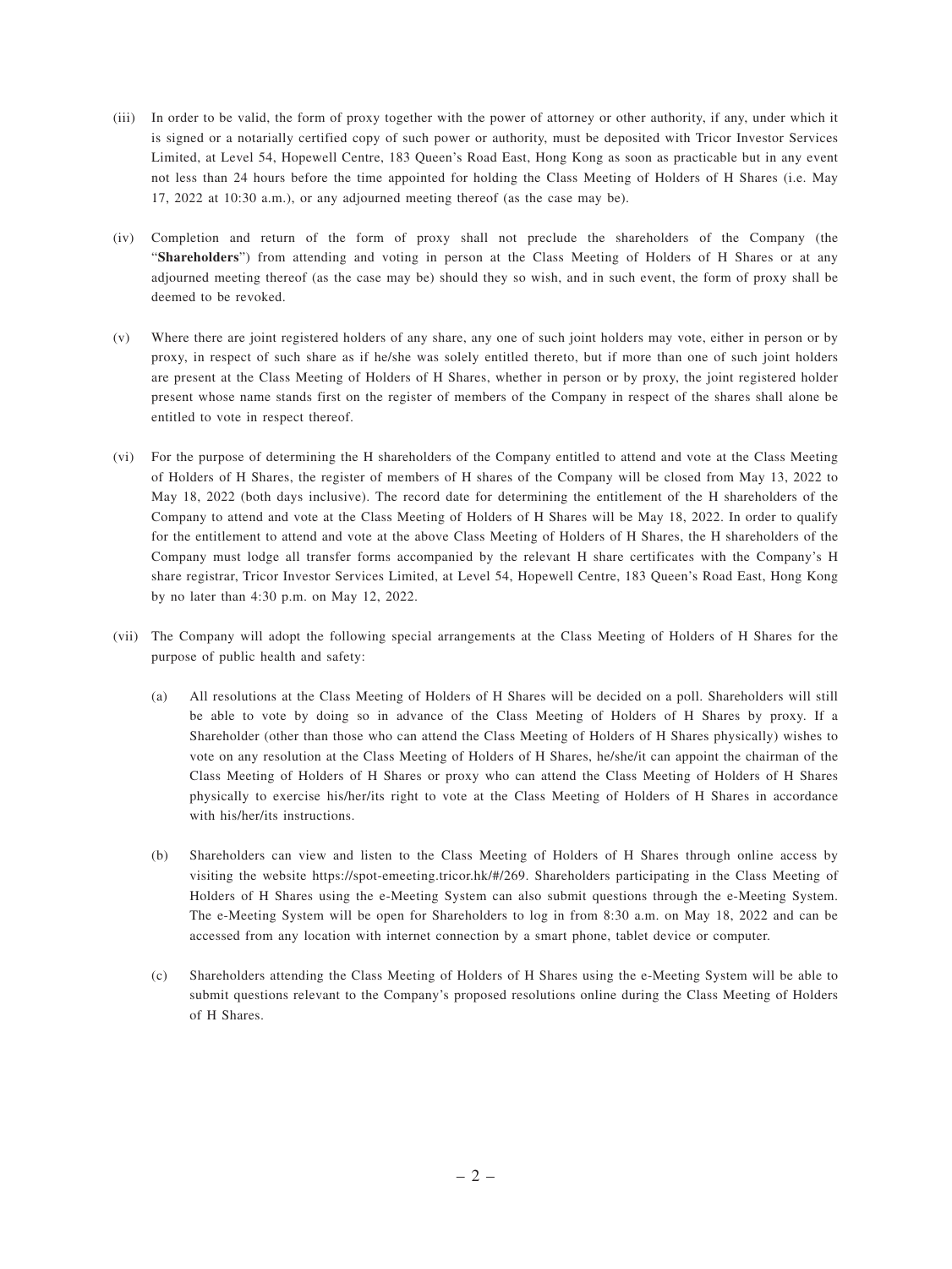(iii) In order to be valid, the form of proxy together with the power of attorney or other authority, if any, under which it is signed or a notarially certified copy of such power or authority, must be deposited with Tricor Investor Services Limited, at Level 54, Hopewell Centre, 183 Queen's Road East, Hong Kong as soon as practicable but in any event not less than 24 hours before the time appointed for holding the Class Meeting of Holders of H Shares (i.e. May 17, 2022 at 10:30 a.m.), or any adjourned meeting thereof (as the case may be).

(iv) Completion and return of the form of proxy shall not preclude the shareholders of the Company (the "**Shareholders**") from attending and voting in person at the Class Meeting of Holders of H Shares or at any adjourned meeting thereof (as the case may be) should they so wish, and in such event, the form of proxy shall be deemed to be revoked.

(v) Where there are joint registered holders of any share, any one of such joint holders may vote, either in person or by proxy, in respect of such share as if he/she was solely entitled thereto, but if more than one of such joint holders are present at the Class Meeting of Holders of H Shares, whether in person or by proxy, the joint registered holder present whose name stands first on the register of members of the Company in respect of the shares shall alone be entitled to vote in respect thereof.

(vi) For the purpose of determining the H shareholders of the Company entitled to attend and vote at the Class Meeting of Holders of H Shares, the register of members of H shares of the Company will be closed from May 13, 2022 to May 18, 2022 (both days inclusive). The record date for determining the entitlement of the H shareholders of the Company to attend and vote at the Class Meeting of Holders of H Shares will be May 18, 2022. In order to qualify for the entitlement to attend and vote at the above Class Meeting of Holders of H Shares, the H shareholders of the Company must lodge all transfer forms accompanied by the relevant H share certificates with the Company's H share registrar, Tricor Investor Services Limited, at Level 54, Hopewell Centre, 183 Queen's Road East, Hong Kong by no later than 4:30 p.m. on May 12, 2022.

(vii) The Company will adopt the following special arrangements at the Class Meeting of Holders of H Shares for the purpose of public health and safety:

(a) All resolutions at the Class Meeting of Holders of H Shares will be decided on a poll. Shareholders will still be able to vote by doing so in advance of the Class Meeting of Holders of H Shares by proxy. If a Shareholder (other than those who can attend the Class Meeting of Holders of H Shares physically) wishes to vote on any resolution at the Class Meeting of Holders of H Shares, he/she/it can appoint the chairman of the Class Meeting of Holders of H Shares or proxy who can attend the Class Meeting of Holders of H Shares physically to exercise his/her/its right to vote at the Class Meeting of Holders of H Shares in accordance with his/her/its instructions.

(b) Shareholders can view and listen to the Class Meeting of Holders of H Shares through online access by visiting the website https://spot-emeeting.tricor.hk/#/269. Shareholders participating in the Class Meeting of Holders of H Shares using the e-Meeting System can also submit questions through the e-Meeting System. The e-Meeting System will be open for Shareholders to log in from 8:30 a.m. on May 18, 2022 and can be accessed from any location with internet connection by a smart phone, tablet device or computer.

(c) Shareholders attending the Class Meeting of Holders of H Shares using the e-Meeting System will be able to submit questions relevant to the Company's proposed resolutions online during the Class Meeting of Holders of H Shares.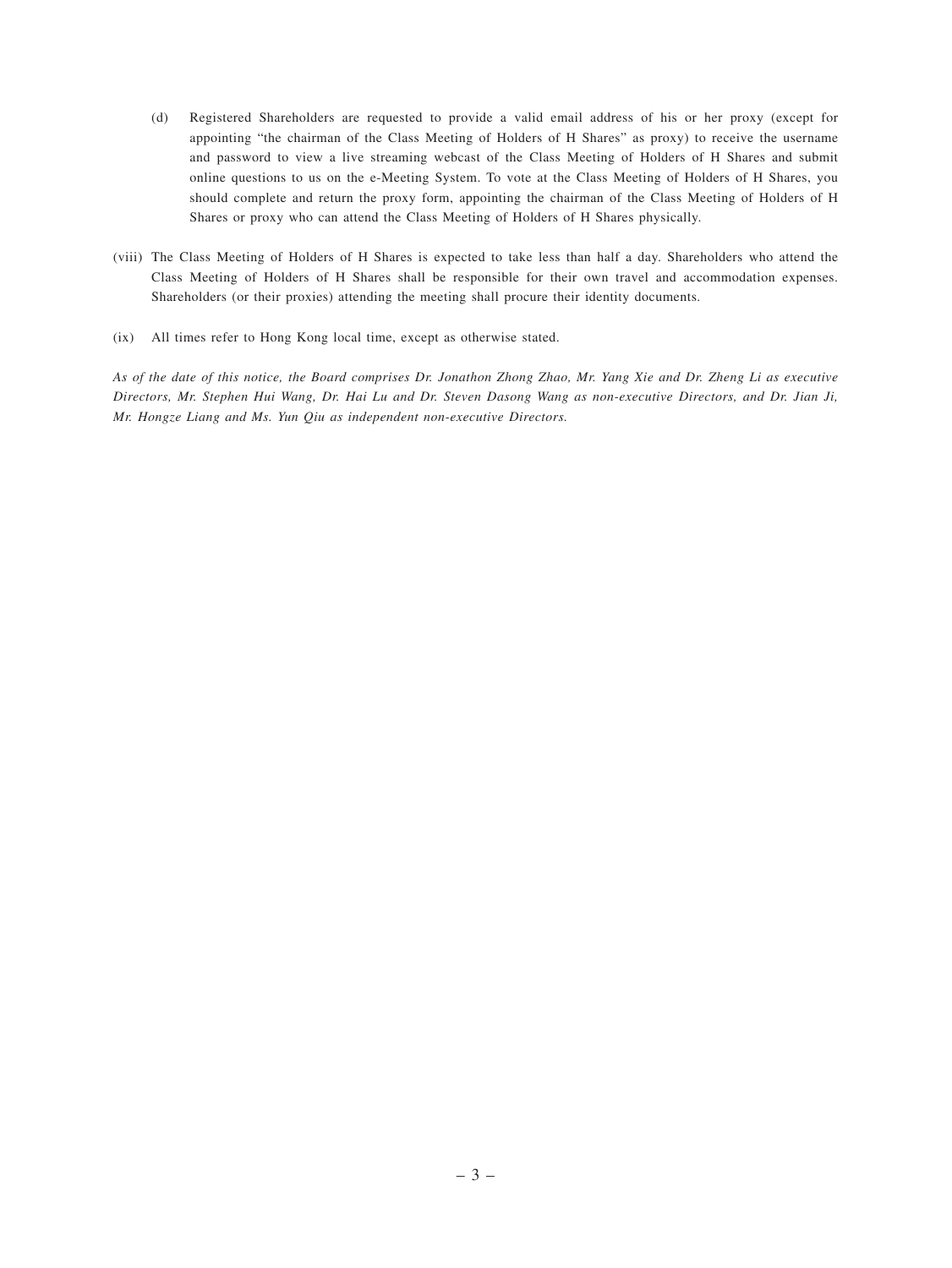(d) Registered Shareholders are requested to provide a valid email address of his or her proxy (except for appointing "the chairman of the Class Meeting of Holders of H Shares" as proxy) to receive the username and password to view a live streaming webcast of the Class Meeting of Holders of H Shares and submit online questions to us on the e-Meeting System. To vote at the Class Meeting of Holders of H Shares, you should complete and return the proxy form, appointing the chairman of the Class Meeting of Holders of H Shares or proxy who can attend the Class Meeting of Holders of H Shares physically.

(viii) The Class Meeting of Holders of H Shares is expected to take less than half a day. Shareholders who attend the Class Meeting of Holders of H Shares shall be responsible for their own travel and accommodation expenses. Shareholders (or their proxies) attending the meeting shall procure their identity documents.

(ix) All times refer to Hong Kong local time, except as otherwise stated.

*As of the date of this notice, the Board comprises Dr. Jonathon Zhong Zhao, Mr. Yang Xie and Dr. Zheng Li as executive Directors, Mr. Stephen Hui Wang, Dr. Hai Lu and Dr. Steven Dasong Wang as non-executive Directors, and Dr. Jian Ji, Mr. Hongze Liang and Ms. Yun Qiu as independent non-executive Directors.*